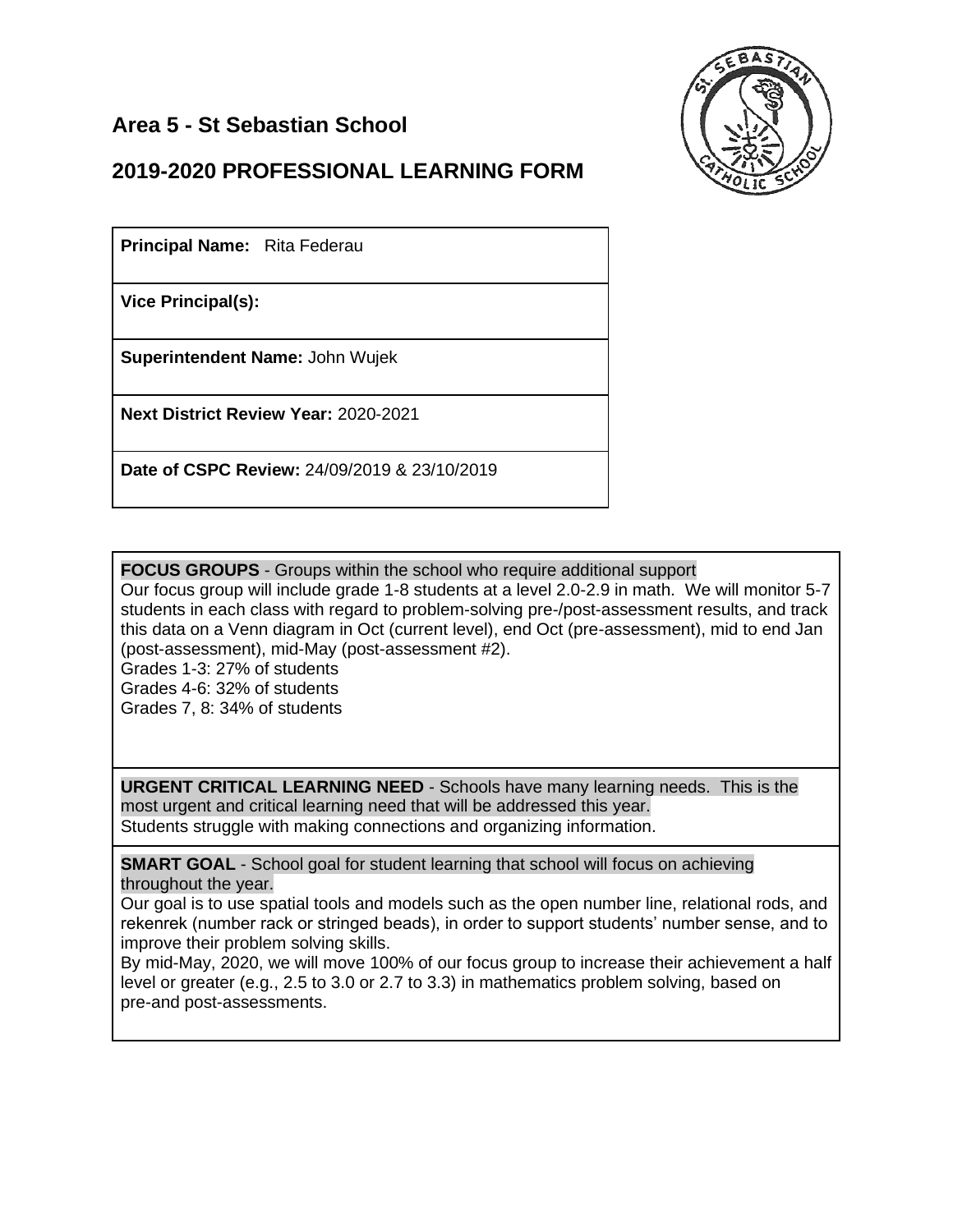## Area 5 - St Sebastian School

## 2019-2020 PROFESSIONAL LEARNING FORM

**Principal Name:** Rita Federau

**Vice Principal(s):**

**Superintendent Name:** John Wujek

**Next District Review Year:** 2020-2021

**Date of CSPC Review:** 24/09/2019 & 23/10/2019

**FOCUS GROUPS** - Groups within the school who require additional support

Our focus group will include grade 1-8 students at a level 2.0-2.9 in math. We will monitor 5-7 students in each class with regard to problem-solving pre-/post-assessment results, and track this data on a Venn diagram in Oct (current level), end Oct (pre-assessment), mid to end Jan (post-assessment), mid-May (post-assessment #2).

Grades 1-3: 27% of students
Grades 4-6: 32% of students
Grades 7, 8: 34% of students

**URGENT CRITICAL LEARNING NEED** - Schools have many learning needs. This is the most urgent and critical learning need that will be addressed this year.

Students struggle with making connections and organizing information.

**SMART GOAL** - School goal for student learning that school will focus on achieving throughout the year.

Our goal is to use spatial tools and models such as the open number line, relational rods, and rekenrek (number rack or stringed beads), in order to support students' number sense, and to improve their problem solving skills.

By mid-May, 2020, we will move 100% of our focus group to increase their achievement a half level or greater (e.g., 2.5 to 3.0 or 2.7 to 3.3) in mathematics problem solving, based on pre-and post-assessments.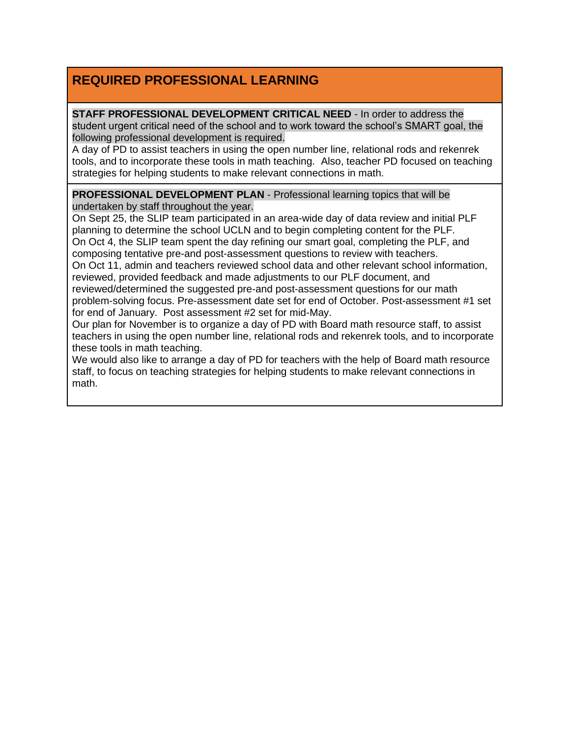## REQUIRED PROFESSIONAL LEARNING

**STAFF PROFESSIONAL DEVELOPMENT CRITICAL NEED** - In order to address the student urgent critical need of the school and to work toward the school's SMART goal, the following professional development is required.

A day of PD to assist teachers in using the open number line, relational rods and rekenrek tools, and to incorporate these tools in math teaching. Also, teacher PD focused on teaching strategies for helping students to make relevant connections in math.

**PROFESSIONAL DEVELOPMENT PLAN** - Professional learning topics that will be undertaken by staff throughout the year.

On Sept 25, the SLIP team participated in an area-wide day of data review and initial PLF planning to determine the school UCLN and to begin completing content for the PLF.

On Oct 4, the SLIP team spent the day refining our smart goal, completing the PLF, and composing tentative pre-and post-assessment questions to review with teachers.

On Oct 11, admin and teachers reviewed school data and other relevant school information, reviewed, provided feedback and made adjustments to our PLF document, and reviewed/determined the suggested pre-and post-assessment questions for our math problem-solving focus. Pre-assessment date set for end of October. Post-assessment #1 set for end of January. Post assessment #2 set for mid-May.

Our plan for November is to organize a day of PD with Board math resource staff, to assist teachers in using the open number line, relational rods and rekenrek tools, and to incorporate these tools in math teaching.

We would also like to arrange a day of PD for teachers with the help of Board math resource staff, to focus on teaching strategies for helping students to make relevant connections in math.